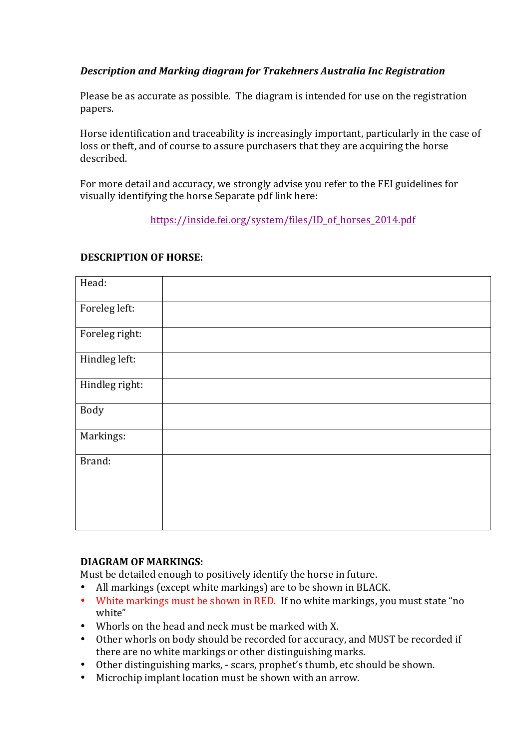***Description and Marking diagram for Trakehners Australia Inc Registration***

Please be as accurate as possible. The diagram is intended for use on the registration papers.

Horse identification and traceability is increasingly important, particularly in the case of loss or theft, and of course to assure purchasers that they are acquiring the horse described.

For more detail and accuracy, we strongly advise you refer to the FEI guidelines for visually identifying the horse Separate pdf link here:

https://inside.fei.org/system/files/ID_of_horses_2014.pdf

**DESCRIPTION OF HORSE:**

| | |
|---|---|
| Head: | |
| Foreleg left: | |
| Foreleg right: | |
| Hindleg left: | |
| Hindleg right: | |
| Body | |
| Markings: | |
| Brand: | |

**DIAGRAM OF MARKINGS:**

Must be detailed enough to positively identify the horse in future.

- All markings (except white markings) are to be shown in BLACK.
- White markings must be shown in RED. If no white markings, you must state "no white"
- Whorls on the head and neck must be marked with X.
- Other whorls on body should be recorded for accuracy, and MUST be recorded if there are no white markings or other distinguishing marks.
- Other distinguishing marks, - scars, prophet's thumb, etc should be shown.
- Microchip implant location must be shown with an arrow.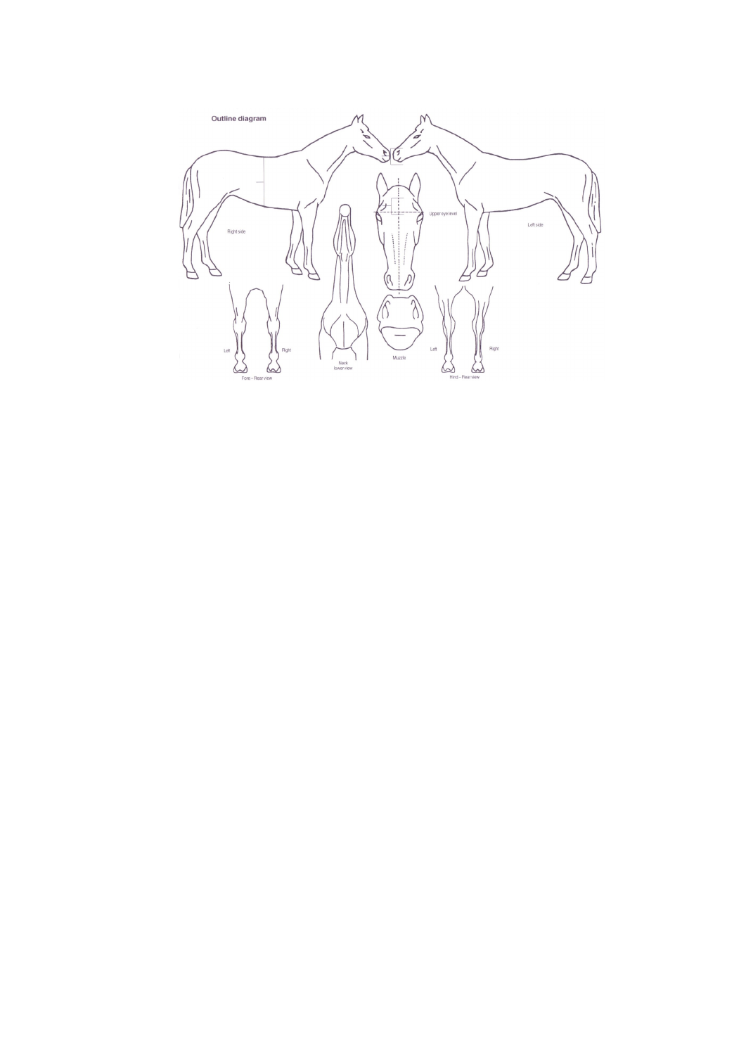## Outline diagram

Right side

Left side

Upper eye level

Left

Right

Fore – Rear view

Neck
lower view

Muzzle

Left

Right

Hind – Rear view